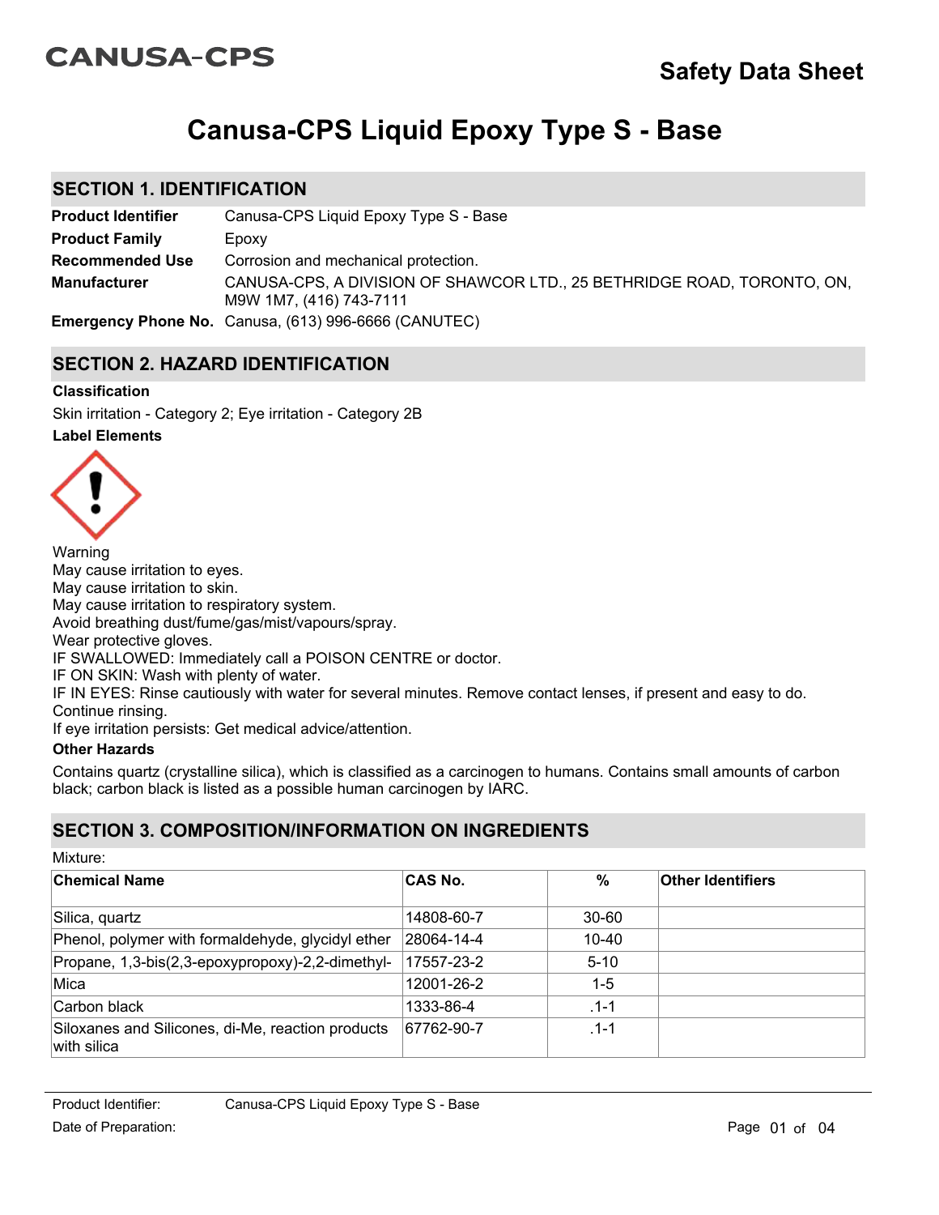CANUSA-CPS

# Safety Data Sheet

# Canusa-CPS Liquid Epoxy Type S - Base

## SECTION 1. IDENTIFICATION

**Product Identifier** Canusa-CPS Liquid Epoxy Type S - Base

**Product Family** Epoxy

**Recommended Use** Corrosion and mechanical protection.

**Manufacturer** CANUSA-CPS, A DIVISION OF SHAWCOR LTD., 25 BETHRIDGE ROAD, TORONTO, ON, M9W 1M7, (416) 743-7111

**Emergency Phone No.** Canusa, (613) 996-6666 (CANUTEC)

## SECTION 2. HAZARD IDENTIFICATION

### Classification

Skin irritation - Category 2; Eye irritation - Category 2B

### Label Elements

Warning
May cause irritation to eyes.
May cause irritation to skin.
May cause irritation to respiratory system.
Avoid breathing dust/fume/gas/mist/vapours/spray.
Wear protective gloves.
IF SWALLOWED: Immediately call a POISON CENTRE or doctor.
IF ON SKIN: Wash with plenty of water.
IF IN EYES: Rinse cautiously with water for several minutes. Remove contact lenses, if present and easy to do. Continue rinsing.
If eye irritation persists: Get medical advice/attention.

### Other Hazards

Contains quartz (crystalline silica), which is classified as a carcinogen to humans. Contains small amounts of carbon black; carbon black is listed as a possible human carcinogen by IARC.

## SECTION 3. COMPOSITION/INFORMATION ON INGREDIENTS

Mixture:

| Chemical Name | CAS No. | % | Other Identifiers |
|---|---|---|---|
| Silica, quartz | 14808-60-7 | 30-60 | |
| Phenol, polymer with formaldehyde, glycidyl ether | 28064-14-4 | 10-40 | |
| Propane, 1,3-bis(2,3-epoxypropoxy)-2,2-dimethyl- | 17557-23-2 | 5-10 | |
| Mica | 12001-26-2 | 1-5 | |
| Carbon black | 1333-86-4 | .1-1 | |
| Siloxanes and Silicones, di-Me, reaction products with silica | 67762-90-7 | .1-1 | |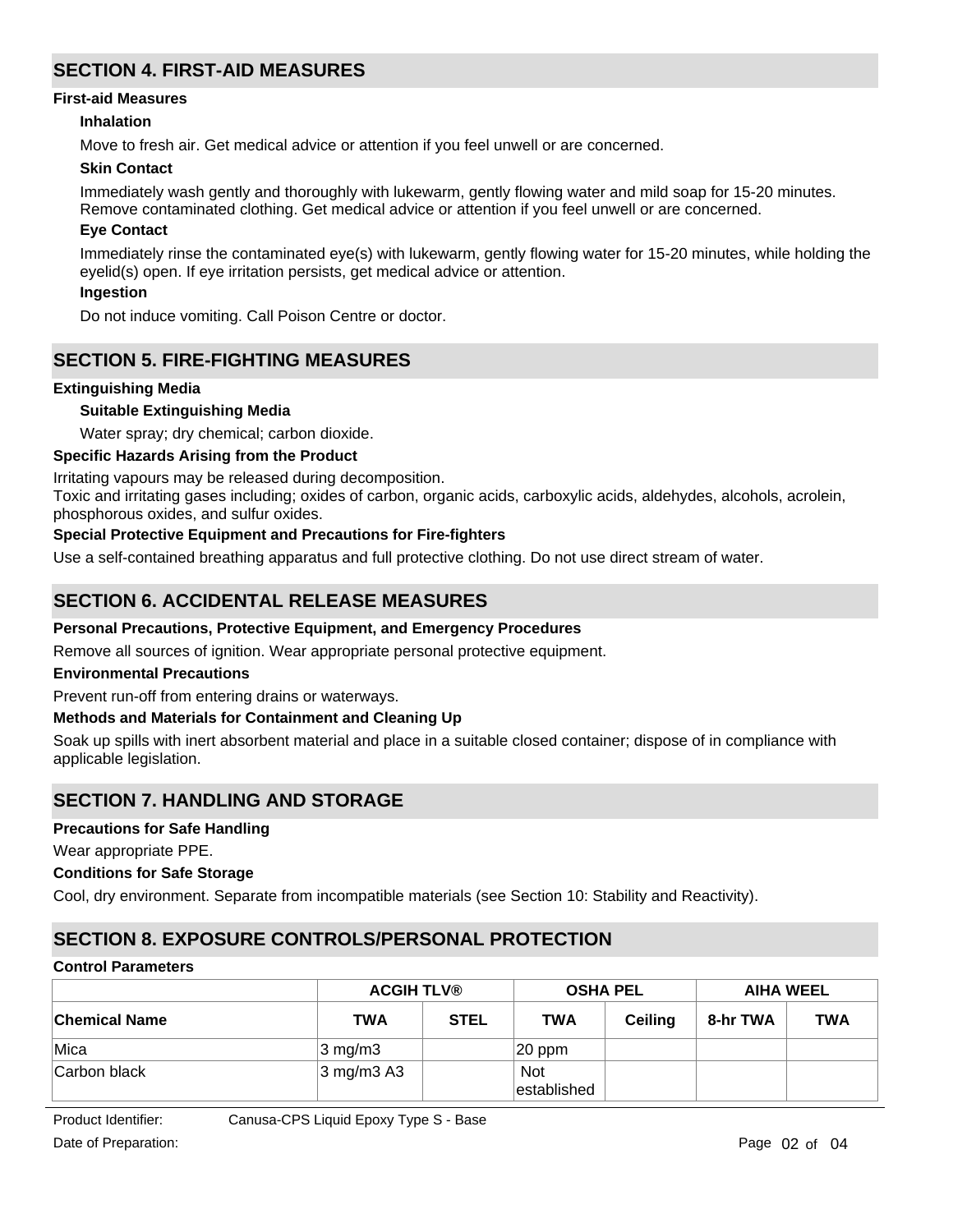## SECTION 4. FIRST-AID MEASURES

### First-aid Measures

**Inhalation**

Move to fresh air. Get medical advice or attention if you feel unwell or are concerned.

**Skin Contact**

Immediately wash gently and thoroughly with lukewarm, gently flowing water and mild soap for 15-20 minutes. Remove contaminated clothing. Get medical advice or attention if you feel unwell or are concerned.

**Eye Contact**

Immediately rinse the contaminated eye(s) with lukewarm, gently flowing water for 15-20 minutes, while holding the eyelid(s) open. If eye irritation persists, get medical advice or attention.

**Ingestion**

Do not induce vomiting. Call Poison Centre or doctor.

## SECTION 5. FIRE-FIGHTING MEASURES

### Extinguishing Media

**Suitable Extinguishing Media**

Water spray; dry chemical; carbon dioxide.

### Specific Hazards Arising from the Product

Irritating vapours may be released during decomposition.
Toxic and irritating gases including; oxides of carbon, organic acids, carboxylic acids, aldehydes, alcohols, acrolein, phosphorous oxides, and sulfur oxides.

### Special Protective Equipment and Precautions for Fire-fighters

Use a self-contained breathing apparatus and full protective clothing. Do not use direct stream of water.

## SECTION 6. ACCIDENTAL RELEASE MEASURES

### Personal Precautions, Protective Equipment, and Emergency Procedures

Remove all sources of ignition. Wear appropriate personal protective equipment.

### Environmental Precautions

Prevent run-off from entering drains or waterways.

### Methods and Materials for Containment and Cleaning Up

Soak up spills with inert absorbent material and place in a suitable closed container; dispose of in compliance with applicable legislation.

## SECTION 7. HANDLING AND STORAGE

### Precautions for Safe Handling

Wear appropriate PPE.

### Conditions for Safe Storage

Cool, dry environment. Separate from incompatible materials (see Section 10: Stability and Reactivity).

## SECTION 8. EXPOSURE CONTROLS/PERSONAL PROTECTION

### Control Parameters

| | ACGIH TLV® | | OSHA PEL | | AIHA WEEL | |
|---|---|---|---|---|---|---|
| **Chemical Name** | **TWA** | **STEL** | **TWA** | **Ceiling** | **8-hr TWA** | **TWA** |
| Mica | 3 mg/m3 | | 20 ppm | | | |
| Carbon black | 3 mg/m3 A3 | | Not established | | | |

Product Identifier: Canusa-CPS Liquid Epoxy Type S - Base

Date of Preparation: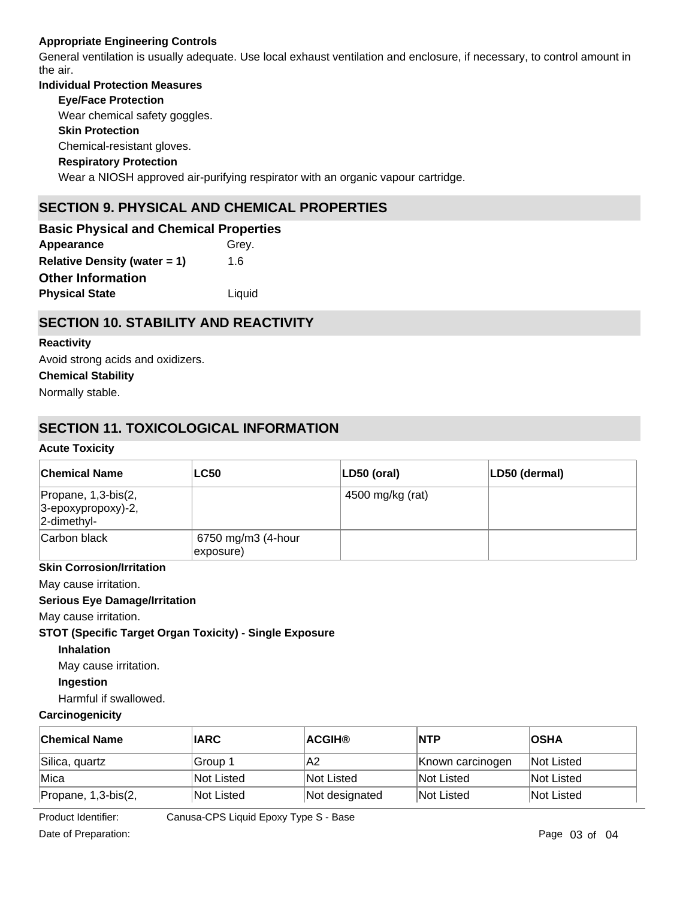**Appropriate Engineering Controls**

General ventilation is usually adequate. Use local exhaust ventilation and enclosure, if necessary, to control amount in the air.

**Individual Protection Measures**

**Eye/Face Protection**

Wear chemical safety goggles.

**Skin Protection**

Chemical-resistant gloves.

**Respiratory Protection**

Wear a NIOSH approved air-purifying respirator with an organic vapour cartridge.

## SECTION 9. PHYSICAL AND CHEMICAL PROPERTIES

### Basic Physical and Chemical Properties

**Appearance** Grey.

**Relative Density (water = 1)** 1.6

### Other Information

**Physical State** Liquid

## SECTION 10. STABILITY AND REACTIVITY

**Reactivity**

Avoid strong acids and oxidizers.

**Chemical Stability**

Normally stable.

## SECTION 11. TOXICOLOGICAL INFORMATION

**Acute Toxicity**

| Chemical Name | LC50 | LD50 (oral) | LD50 (dermal) |
|---|---|---|---|
| Propane, 1,3-bis(2, 3-epoxypropoxy)-2, 2-dimethyl- | | 4500 mg/kg (rat) | |
| Carbon black | 6750 mg/m3 (4-hour exposure) | | |

**Skin Corrosion/Irritation**

May cause irritation.

**Serious Eye Damage/Irritation**

May cause irritation.

**STOT (Specific Target Organ Toxicity) - Single Exposure**

**Inhalation**

May cause irritation.

**Ingestion**

Harmful if swallowed.

**Carcinogenicity**

| Chemical Name | IARC | ACGIH® | NTP | OSHA |
|---|---|---|---|---|
| Silica, quartz | Group 1 | A2 | Known carcinogen | Not Listed |
| Mica | Not Listed | Not Listed | Not Listed | Not Listed |
| Propane, 1,3-bis(2, | Not Listed | Not designated | Not Listed | Not Listed |

Product Identifier: Canusa-CPS Liquid Epoxy Type S - Base

Date of Preparation: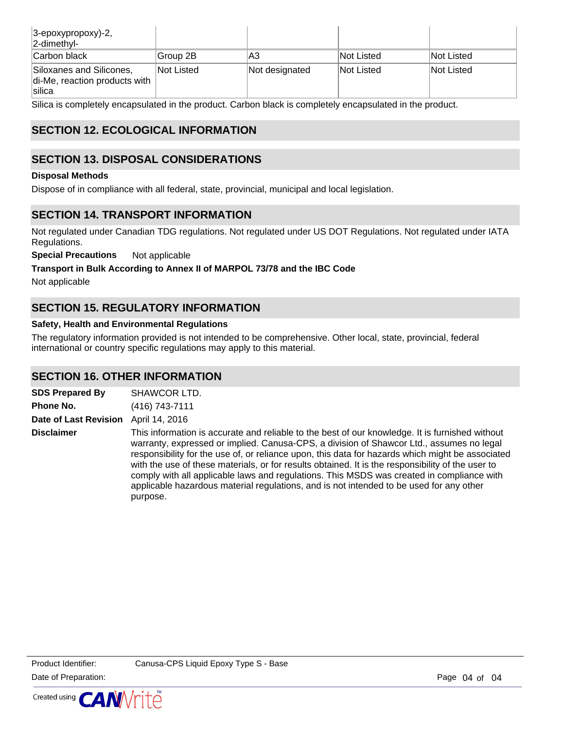| | | | | |
|---|---|---|---|---|
| 3-epoxypropoxy)-2, 2-dimethyl- | | | | |
| Carbon black | Group 2B | A3 | Not Listed | Not Listed |
| Siloxanes and Silicones, di-Me, reaction products with silica | Not Listed | Not designated | Not Listed | Not Listed |

Silica is completely encapsulated in the product. Carbon black is completely encapsulated in the product.

## SECTION 12. ECOLOGICAL INFORMATION

## SECTION 13. DISPOSAL CONSIDERATIONS

**Disposal Methods**

Dispose of in compliance with all federal, state, provincial, municipal and local legislation.

## SECTION 14. TRANSPORT INFORMATION

Not regulated under Canadian TDG regulations. Not regulated under US DOT Regulations. Not regulated under IATA Regulations.

**Special Precautions** Not applicable

**Transport in Bulk According to Annex II of MARPOL 73/78 and the IBC Code**

Not applicable

## SECTION 15. REGULATORY INFORMATION

**Safety, Health and Environmental Regulations**

The regulatory information provided is not intended to be comprehensive. Other local, state, provincial, federal international or country specific regulations may apply to this material.

## SECTION 16. OTHER INFORMATION

**SDS Prepared By** SHAWCOR LTD.

**Phone No.** (416) 743-7111

**Date of Last Revision** April 14, 2016

**Disclaimer** This information is accurate and reliable to the best of our knowledge. It is furnished without warranty, expressed or implied. Canusa-CPS, a division of Shawcor Ltd., assumes no legal responsibility for the use of, or reliance upon, this data for hazards which might be associated with the use of these materials, or for results obtained. It is the responsibility of the user to comply with all applicable laws and regulations. This MSDS was created in compliance with applicable hazardous material regulations, and is not intended to be used for any other purpose.